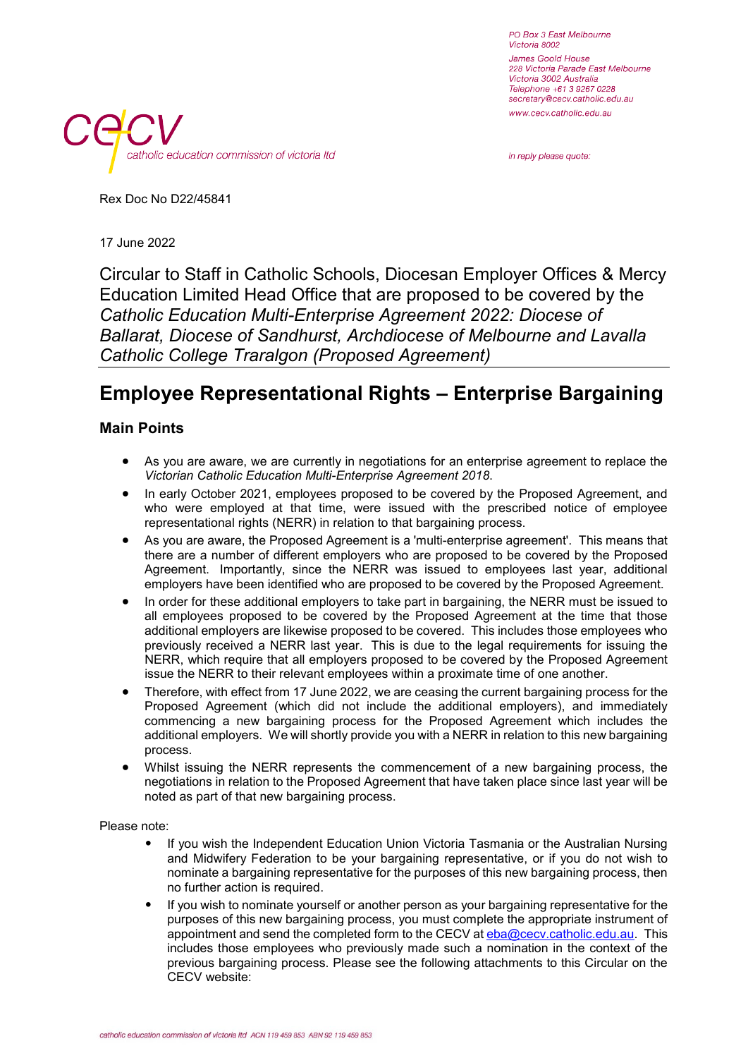PO Box 3 East Melbourne
Victoria 8002

James Goold House
228 Victoria Parade East Melbourne
Victoria 3002 Australia
Telephone +61 3 9267 0228
secretary@cecv.catholic.edu.au
www.cecv.catholic.edu.au

cecv
catholic education commission of victoria ltd

in reply please quote:

Rex Doc No D22/45841

17 June 2022

Circular to Staff in Catholic Schools, Diocesan Employer Offices & Mercy Education Limited Head Office that are proposed to be covered by the *Catholic Education Multi-Enterprise Agreement 2022: Diocese of Ballarat, Diocese of Sandhurst, Archdiocese of Melbourne and Lavalla Catholic College Traralgon (Proposed Agreement)*

# Employee Representational Rights – Enterprise Bargaining

## Main Points

- As you are aware, we are currently in negotiations for an enterprise agreement to replace the *Victorian Catholic Education Multi-Enterprise Agreement 2018*.
- In early October 2021, employees proposed to be covered by the Proposed Agreement, and who were employed at that time, were issued with the prescribed notice of employee representational rights (NERR) in relation to that bargaining process.
- As you are aware, the Proposed Agreement is a 'multi-enterprise agreement'. This means that there are a number of different employers who are proposed to be covered by the Proposed Agreement. Importantly, since the NERR was issued to employees last year, additional employers have been identified who are proposed to be covered by the Proposed Agreement.
- In order for these additional employers to take part in bargaining, the NERR must be issued to all employees proposed to be covered by the Proposed Agreement at the time that those additional employers are likewise proposed to be covered. This includes those employees who previously received a NERR last year. This is due to the legal requirements for issuing the NERR, which require that all employers proposed to be covered by the Proposed Agreement issue the NERR to their relevant employees within a proximate time of one another.
- Therefore, with effect from 17 June 2022, we are ceasing the current bargaining process for the Proposed Agreement (which did not include the additional employers), and immediately commencing a new bargaining process for the Proposed Agreement which includes the additional employers. We will shortly provide you with a NERR in relation to this new bargaining process.
- Whilst issuing the NERR represents the commencement of a new bargaining process, the negotiations in relation to the Proposed Agreement that have taken place since last year will be noted as part of that new bargaining process.

Please note:

- If you wish the Independent Education Union Victoria Tasmania or the Australian Nursing and Midwifery Federation to be your bargaining representative, or if you do not wish to nominate a bargaining representative for the purposes of this new bargaining process, then no further action is required.
- If you wish to nominate yourself or another person as your bargaining representative for the purposes of this new bargaining process, you must complete the appropriate instrument of appointment and send the completed form to the CECV at eba@cecv.catholic.edu.au. This includes those employees who previously made such a nomination in the context of the previous bargaining process. Please see the following attachments to this Circular on the CECV website: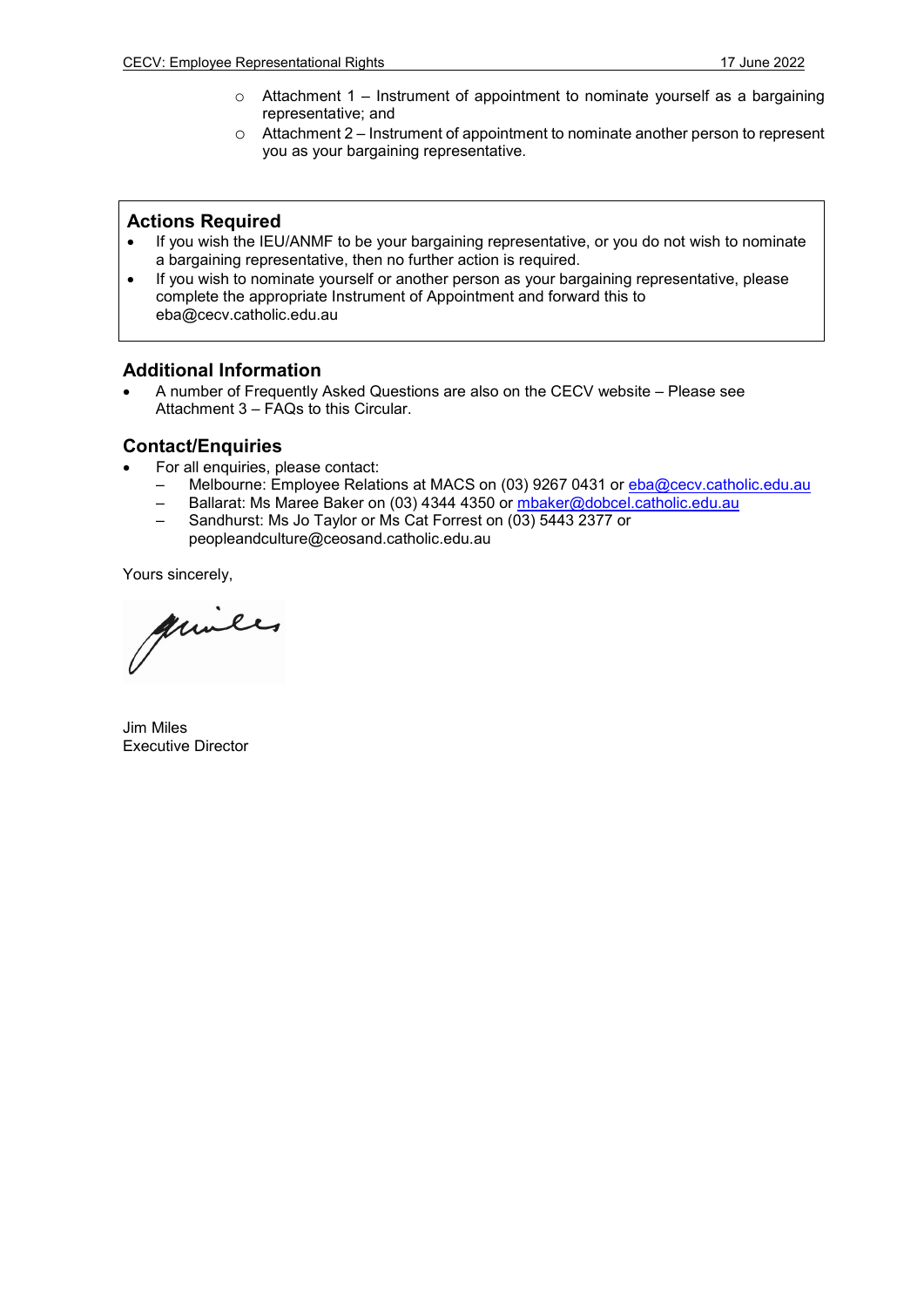- Attachment 1 – Instrument of appointment to nominate yourself as a bargaining representative; and
- Attachment 2 – Instrument of appointment to nominate another person to represent you as your bargaining representative.

## Actions Required

- If you wish the IEU/ANMF to be your bargaining representative, or you do not wish to nominate a bargaining representative, then no further action is required.
- If you wish to nominate yourself or another person as your bargaining representative, please complete the appropriate Instrument of Appointment and forward this to eba@cecv.catholic.edu.au

## Additional Information

- A number of Frequently Asked Questions are also on the CECV website – Please see Attachment 3 – FAQs to this Circular.

## Contact/Enquiries

- For all enquiries, please contact:
  - Melbourne: Employee Relations at MACS on (03) 9267 0431 or eba@cecv.catholic.edu.au
  - Ballarat: Ms Maree Baker on (03) 4344 4350 or mbaker@dobcel.catholic.edu.au
  - Sandhurst: Ms Jo Taylor or Ms Cat Forrest on (03) 5443 2377 or peopleandculture@ceosand.catholic.edu.au

Yours sincerely,

Jim Miles
Executive Director